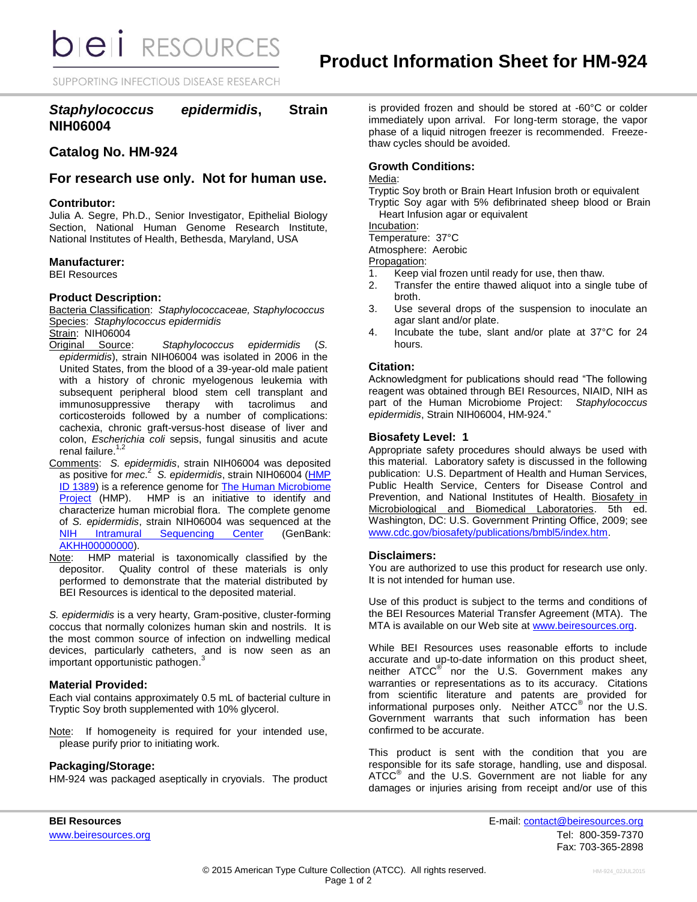# Product Information Sheet for HM-924

## *Staphylococcus epidermidis*, Strain NIH06004

## Catalog No. HM-924

## For research use only. Not for human use.

### Contributor:

Julia A. Segre, Ph.D., Senior Investigator, Epithelial Biology Section, National Human Genome Research Institute, National Institutes of Health, Bethesda, Maryland, USA

### Manufacturer:

BEI Resources

### Product Description:

Bacteria Classification: *Staphylococcaceae, Staphylococcus*
Species: *Staphylococcus epidermidis*
Strain: NIH06004
Original Source: *Staphylococcus epidermidis* (*S. epidermidis*), strain NIH06004 was isolated in 2006 in the United States, from the blood of a 39-year-old male patient with a history of chronic myelogenous leukemia with subsequent peripheral blood stem cell transplant and immunosuppressive therapy with tacrolimus and corticosteroids followed by a number of complications: cachexia, chronic graft-versus-host disease of liver and colon, *Escherichia coli* sepsis, fungal sinusitis and acute renal failure.[1,2]
Comments: *S. epidermidis*, strain NIH06004 was deposited as positive for *mec*.[2] *S. epidermidis*, strain NIH06004 (HMP ID 1389) is a reference genome for The Human Microbiome Project (HMP). HMP is an initiative to identify and characterize human microbial flora. The complete genome of *S. epidermidis*, strain NIH06004 was sequenced at the NIH Intramural Sequencing Center (GenBank: AKHH00000000).
Note: HMP material is taxonomically classified by the depositor. Quality control of these materials is only performed to demonstrate that the material distributed by BEI Resources is identical to the deposited material.

*S. epidermidis* is a very hearty, Gram-positive, cluster-forming coccus that normally colonizes human skin and nostrils. It is the most common source of infection on indwelling medical devices, particularly catheters, and is now seen as an important opportunistic pathogen.[3]

### Material Provided:

Each vial contains approximately 0.5 mL of bacterial culture in Tryptic Soy broth supplemented with 10% glycerol.

Note: If homogeneity is required for your intended use, please purify prior to initiating work.

### Packaging/Storage:

HM-924 was packaged aseptically in cryovials. The product is provided frozen and should be stored at -60°C or colder immediately upon arrival. For long-term storage, the vapor phase of a liquid nitrogen freezer is recommended. Freeze-thaw cycles should be avoided.

### Growth Conditions:

Media:
Tryptic Soy broth or Brain Heart Infusion broth or equivalent
Tryptic Soy agar with 5% defibrinated sheep blood or Brain Heart Infusion agar or equivalent
Incubation:
Temperature: 37°C
Atmosphere: Aerobic
Propagation:

1. Keep vial frozen until ready for use, then thaw.
2. Transfer the entire thawed aliquot into a single tube of broth.
3. Use several drops of the suspension to inoculate an agar slant and/or plate.
4. Incubate the tube, slant and/or plate at 37°C for 24 hours.

### Citation:

Acknowledgment for publications should read "The following reagent was obtained through BEI Resources, NIAID, NIH as part of the Human Microbiome Project: *Staphylococcus epidermidis*, Strain NIH06004, HM-924."

### Biosafety Level: 1

Appropriate safety procedures should always be used with this material. Laboratory safety is discussed in the following publication: U.S. Department of Health and Human Services, Public Health Service, Centers for Disease Control and Prevention, and National Institutes of Health. Biosafety in Microbiological and Biomedical Laboratories. 5th ed. Washington, DC: U.S. Government Printing Office, 2009; see www.cdc.gov/biosafety/publications/bmbl5/index.htm.

### Disclaimers:

You are authorized to use this product for research use only. It is not intended for human use.

Use of this product is subject to the terms and conditions of the BEI Resources Material Transfer Agreement (MTA). The MTA is available on our Web site at www.beiresources.org.

While BEI Resources uses reasonable efforts to include accurate and up-to-date information on this product sheet, neither ATCC® nor the U.S. Government makes any warranties or representations as to its accuracy. Citations from scientific literature and patents are provided for informational purposes only. Neither ATCC® nor the U.S. Government warrants that such information has been confirmed to be accurate.

This product is sent with the condition that you are responsible for its safe storage, handling, use and disposal. ATCC® and the U.S. Government are not liable for any damages or injuries arising from receipt and/or use of this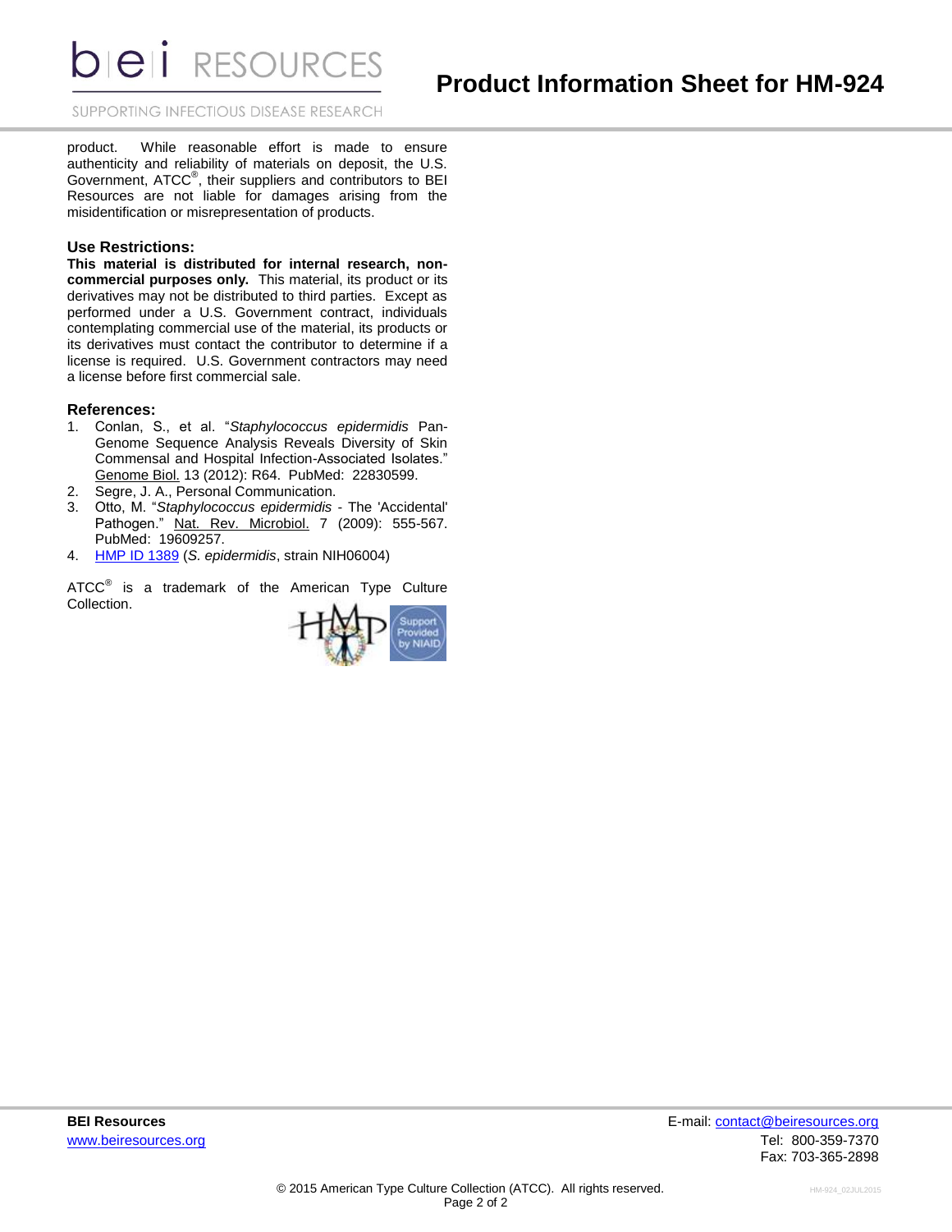product. While reasonable effort is made to ensure authenticity and reliability of materials on deposit, the U.S. Government, ATCC®, their suppliers and contributors to BEI Resources are not liable for damages arising from the misidentification or misrepresentation of products.

### Use Restrictions:

**This material is distributed for internal research, non-commercial purposes only.** This material, its product or its derivatives may not be distributed to third parties. Except as performed under a U.S. Government contract, individuals contemplating commercial use of the material, its products or its derivatives must contact the contributor to determine if a license is required. U.S. Government contractors may need a license before first commercial sale.

### References:

1. Conlan, S., et al. "*Staphylococcus epidermidis* Pan-Genome Sequence Analysis Reveals Diversity of Skin Commensal and Hospital Infection-Associated Isolates." Genome Biol. 13 (2012): R64. PubMed: 22830599.
2. Segre, J. A., Personal Communication.
3. Otto, M. "*Staphylococcus epidermidis* - The 'Accidental' Pathogen." Nat. Rev. Microbiol. 7 (2009): 555-567. PubMed: 19609257.
4. HMP ID 1389 (*S. epidermidis*, strain NIH06004)

ATCC® is a trademark of the American Type Culture Collection.

**BEI Resources**
www.beiresources.org

E-mail: contact@beiresources.org
Tel: 800-359-7370
Fax: 703-365-2898

© 2015 American Type Culture Collection (ATCC). All rights reserved.